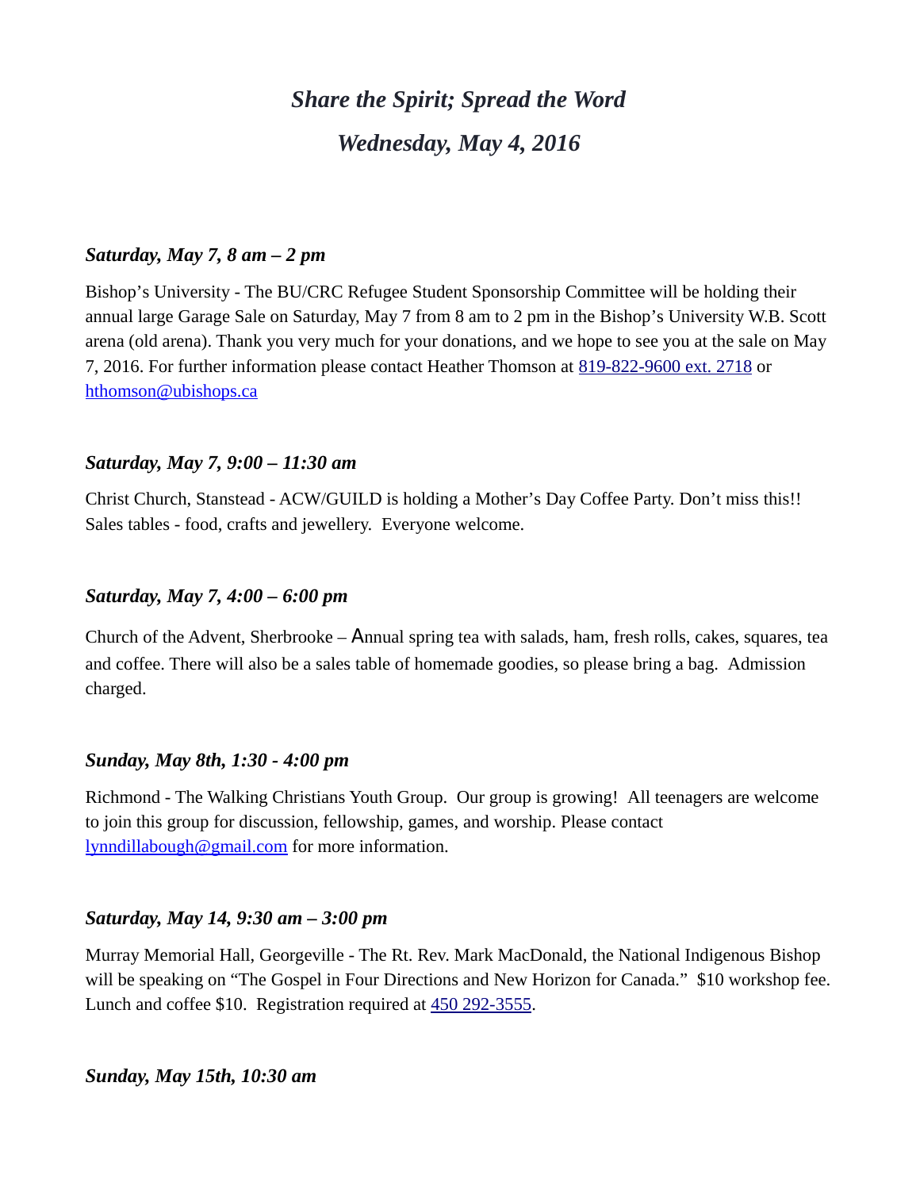# *Share the Spirit; Spread the Word*

## *Wednesday, May 4, 2016*

### *Saturday, May 7, 8 am – 2 pm*

Bishop's University - The BU/CRC Refugee Student Sponsorship Committee will be holding their annual large Garage Sale on Saturday, May 7 from 8 am to 2 pm in the Bishop's University W.B. Scott arena (old arena). Thank you very much for your donations, and we hope to see you at the sale on May 7, 2016. For further information please contact Heather Thomson at 819-822-9600 ext. 2718 or hthomson@ubishops.ca

### *Saturday, May 7, 9:00 – 11:30 am*

Christ Church, Stanstead - ACW/GUILD is holding a Mother's Day Coffee Party. Don't miss this!! Sales tables - food, crafts and jewellery. Everyone welcome.

### *Saturday, May 7, 4:00 – 6:00 pm*

Church of the Advent, Sherbrooke – Annual spring tea with salads, ham, fresh rolls, cakes, squares, tea and coffee. There will also be a sales table of homemade goodies, so please bring a bag. Admission charged.

### *Sunday, May 8th, 1:30 - 4:00 pm*

Richmond - The Walking Christians Youth Group. Our group is growing! All teenagers are welcome to join this group for discussion, fellowship, games, and worship. Please contact lynndillabough@gmail.com for more information.

### *Saturday, May 14, 9:30 am – 3:00 pm*

Murray Memorial Hall, Georgeville - The Rt. Rev. Mark MacDonald, the National Indigenous Bishop will be speaking on "The Gospel in Four Directions and New Horizon for Canada." $10 workshop fee. Lunch and coffee $10. Registration required at 450 292-3555.

### *Sunday, May 15th, 10:30 am*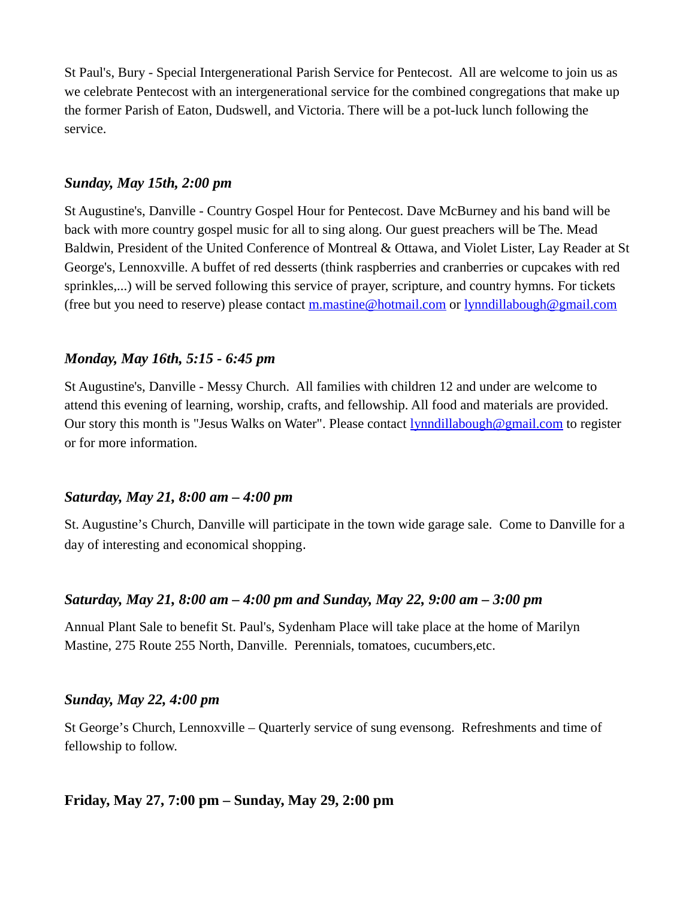St Paul's, Bury - Special Intergenerational Parish Service for Pentecost. All are welcome to join us as we celebrate Pentecost with an intergenerational service for the combined congregations that make up the former Parish of Eaton, Dudswell, and Victoria. There will be a pot-luck lunch following the service.

***Sunday, May 15th, 2:00 pm***

St Augustine's, Danville - Country Gospel Hour for Pentecost. Dave McBurney and his band will be back with more country gospel music for all to sing along. Our guest preachers will be The. Mead Baldwin, President of the United Conference of Montreal & Ottawa, and Violet Lister, Lay Reader at St George's, Lennoxville. A buffet of red desserts (think raspberries and cranberries or cupcakes with red sprinkles,...) will be served following this service of prayer, scripture, and country hymns. For tickets (free but you need to reserve) please contact [m.mastine@hotmail.com](mailto:m.mastine@hotmail.com) or [lynndillabough@gmail.com](mailto:lynndillabough@gmail.com)

***Monday, May 16th, 5:15 - 6:45 pm***

St Augustine's, Danville - Messy Church. All families with children 12 and under are welcome to attend this evening of learning, worship, crafts, and fellowship. All food and materials are provided. Our story this month is "Jesus Walks on Water". Please contact [lynndillabough@gmail.com](mailto:lynndillabough@gmail.com) to register or for more information.

***Saturday, May 21, 8:00 am – 4:00 pm***

St. Augustine's Church, Danville will participate in the town wide garage sale. Come to Danville for a day of interesting and economical shopping.

***Saturday, May 21, 8:00 am – 4:00 pm and Sunday, May 22, 9:00 am – 3:00 pm***

Annual Plant Sale to benefit St. Paul's, Sydenham Place will take place at the home of Marilyn Mastine, 275 Route 255 North, Danville. Perennials, tomatoes, cucumbers,etc.

***Sunday, May 22, 4:00 pm***

St George's Church, Lennoxville – Quarterly service of sung evensong. Refreshments and time of fellowship to follow.

**Friday, May 27, 7:00 pm – Sunday, May 29, 2:00 pm**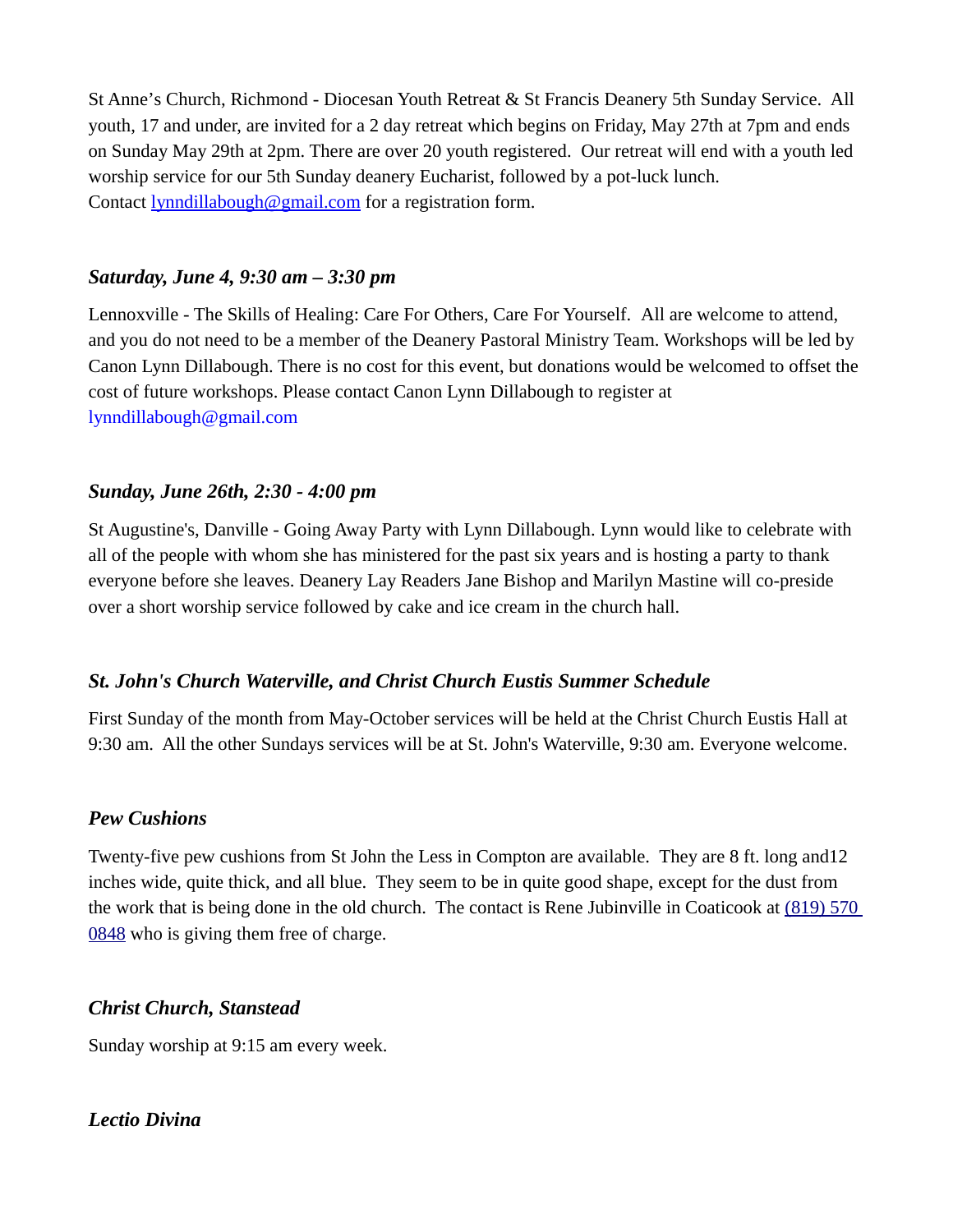St Anne's Church, Richmond - Diocesan Youth Retreat & St Francis Deanery 5th Sunday Service. All youth, 17 and under, are invited for a 2 day retreat which begins on Friday, May 27th at 7pm and ends on Sunday May 29th at 2pm. There are over 20 youth registered. Our retreat will end with a youth led worship service for our 5th Sunday deanery Eucharist, followed by a pot-luck lunch.
Contact lynndillabough@gmail.com for a registration form.

### *Saturday, June 4, 9:30 am – 3:30 pm*

Lennoxville - The Skills of Healing: Care For Others, Care For Yourself. All are welcome to attend, and you do not need to be a member of the Deanery Pastoral Ministry Team. Workshops will be led by Canon Lynn Dillabough. There is no cost for this event, but donations would be welcomed to offset the cost of future workshops. Please contact Canon Lynn Dillabough to register at lynndillabough@gmail.com

### *Sunday, June 26th, 2:30 - 4:00 pm*

St Augustine's, Danville - Going Away Party with Lynn Dillabough. Lynn would like to celebrate with all of the people with whom she has ministered for the past six years and is hosting a party to thank everyone before she leaves. Deanery Lay Readers Jane Bishop and Marilyn Mastine will co-preside over a short worship service followed by cake and ice cream in the church hall.

### *St. John's Church Waterville, and Christ Church Eustis Summer Schedule*

First Sunday of the month from May-October services will be held at the Christ Church Eustis Hall at 9:30 am. All the other Sundays services will be at St. John's Waterville, 9:30 am. Everyone welcome.

### *Pew Cushions*

Twenty-five pew cushions from St John the Less in Compton are available. They are 8 ft. long and12 inches wide, quite thick, and all blue. They seem to be in quite good shape, except for the dust from the work that is being done in the old church. The contact is Rene Jubinville in Coaticook at (819) 570 0848 who is giving them free of charge.

### *Christ Church, Stanstead*

Sunday worship at 9:15 am every week.

### *Lectio Divina*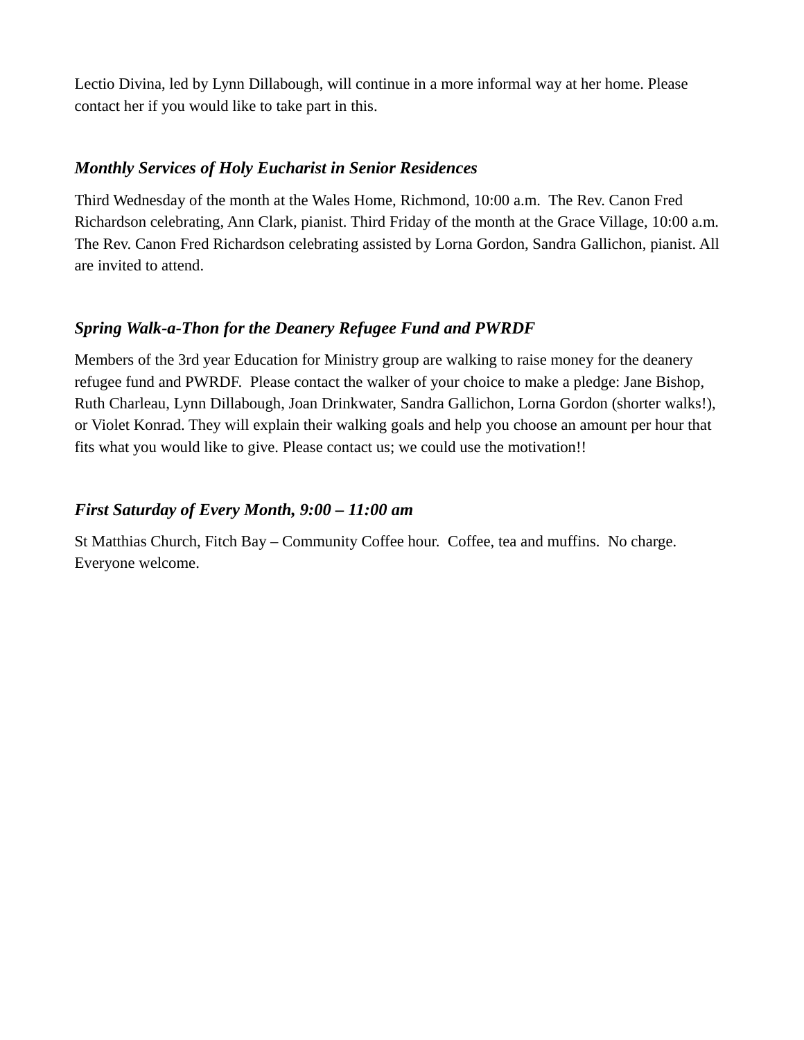Lectio Divina, led by Lynn Dillabough, will continue in a more informal way at her home. Please contact her if you would like to take part in this.

### *Monthly Services of Holy Eucharist in Senior Residences*

Third Wednesday of the month at the Wales Home, Richmond, 10:00 a.m. The Rev. Canon Fred Richardson celebrating, Ann Clark, pianist. Third Friday of the month at the Grace Village, 10:00 a.m. The Rev. Canon Fred Richardson celebrating assisted by Lorna Gordon, Sandra Gallichon, pianist. All are invited to attend.

### *Spring Walk-a-Thon for the Deanery Refugee Fund and PWRDF*

Members of the 3rd year Education for Ministry group are walking to raise money for the deanery refugee fund and PWRDF. Please contact the walker of your choice to make a pledge: Jane Bishop, Ruth Charleau, Lynn Dillabough, Joan Drinkwater, Sandra Gallichon, Lorna Gordon (shorter walks!), or Violet Konrad. They will explain their walking goals and help you choose an amount per hour that fits what you would like to give. Please contact us; we could use the motivation!!

### *First Saturday of Every Month, 9:00 – 11:00 am*

St Matthias Church, Fitch Bay – Community Coffee hour. Coffee, tea and muffins. No charge. Everyone welcome.